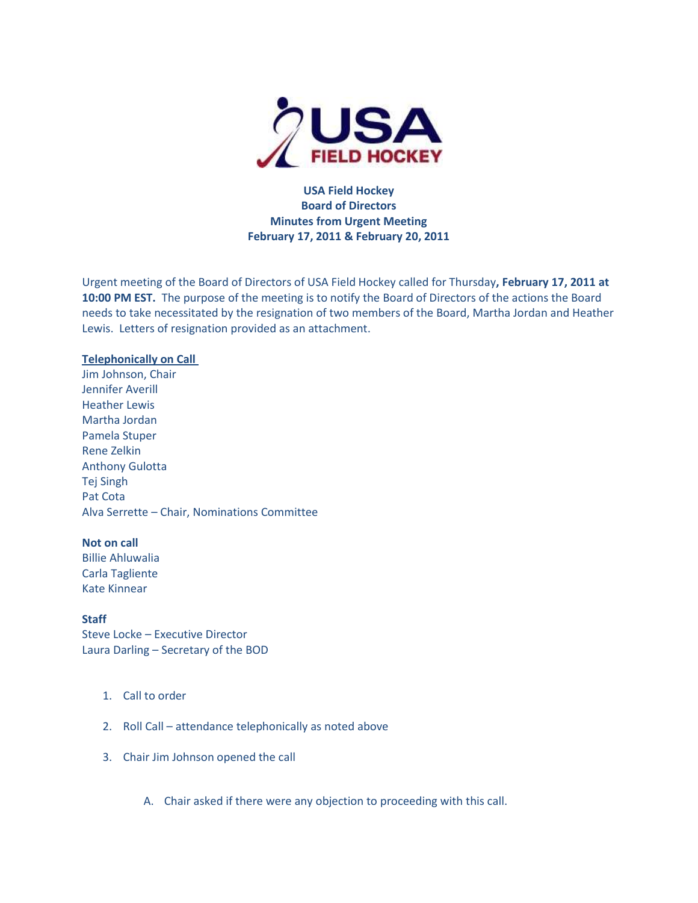# USA Field Hockey
## Board of Directors
## Minutes from Urgent Meeting
## February 17, 2011 & February 20, 2011

Urgent meeting of the Board of Directors of USA Field Hockey called for Thursday**, February 17, 2011 at 10:00 PM EST.** The purpose of the meeting is to notify the Board of Directors of the actions the Board needs to take necessitated by the resignation of two members of the Board, Martha Jordan and Heather Lewis. Letters of resignation provided as an attachment.

**Telephonically on Call**

Jim Johnson, Chair
Jennifer Averill
Heather Lewis
Martha Jordan
Pamela Stuper
Rene Zelkin
Anthony Gulotta
Tej Singh
Pat Cota
Alva Serrette – Chair, Nominations Committee

**Not on call**

Billie Ahluwalia
Carla Tagliente
Kate Kinnear

**Staff**

Steve Locke – Executive Director
Laura Darling – Secretary of the BOD

1. Call to order
2. Roll Call – attendance telephonically as noted above
3. Chair Jim Johnson opened the call

    A. Chair asked if there were any objection to proceeding with this call.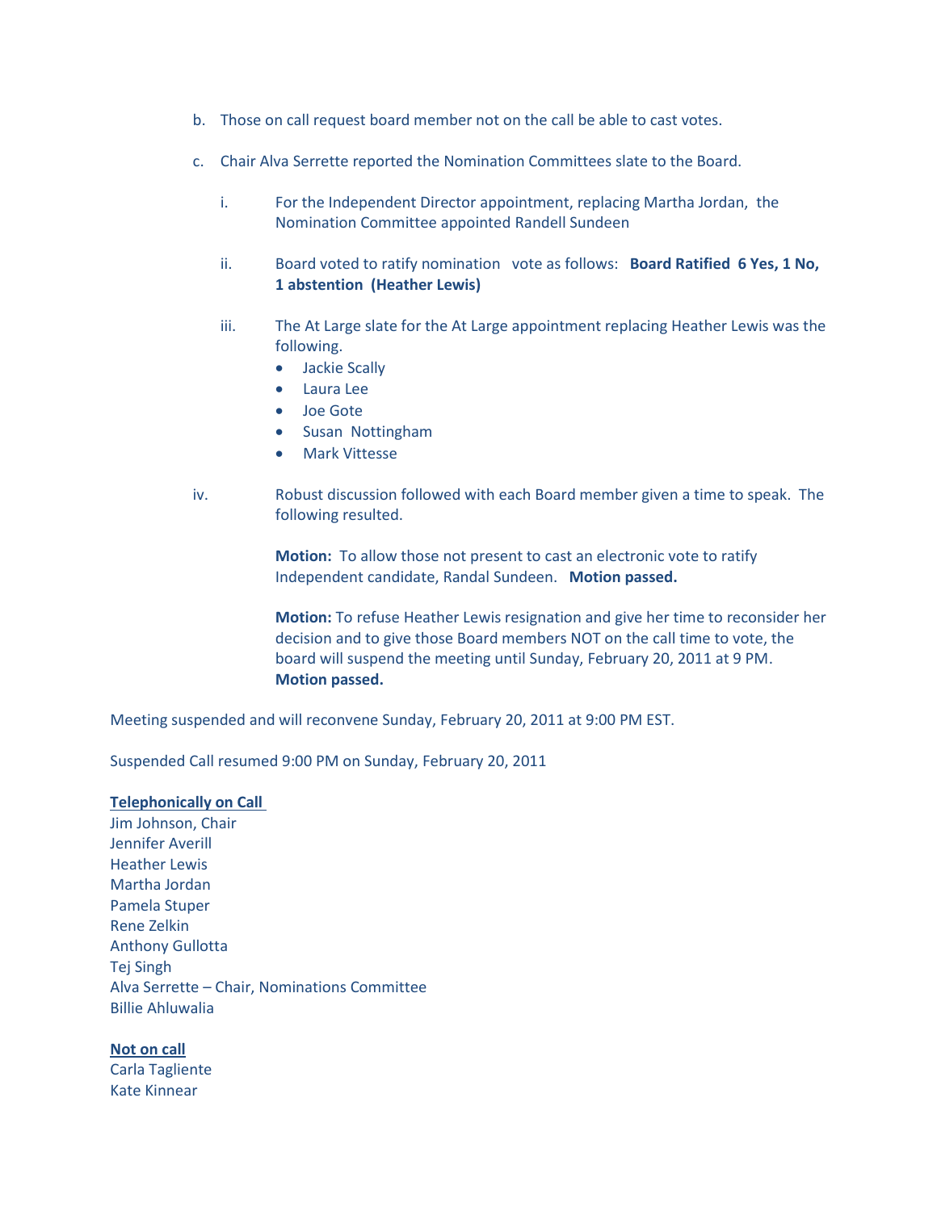b. Those on call request board member not on the call be able to cast votes.

c. Chair Alva Serrette reported the Nomination Committees slate to the Board.

   i. For the Independent Director appointment, replacing Martha Jordan, the Nomination Committee appointed Randell Sundeen

   ii. Board voted to ratify nomination vote as follows: **Board Ratified 6 Yes, 1 No, 1 abstention (Heather Lewis)**

   iii. The At Large slate for the At Large appointment replacing Heather Lewis was the following.
   - Jackie Scally
   - Laura Lee
   - Joe Gote
   - Susan Nottingham
   - Mark Vittesse

iv. Robust discussion followed with each Board member given a time to speak. The following resulted.

   **Motion:** To allow those not present to cast an electronic vote to ratify Independent candidate, Randal Sundeen. **Motion passed.**

   **Motion:** To refuse Heather Lewis resignation and give her time to reconsider her decision and to give those Board members NOT on the call time to vote, the board will suspend the meeting until Sunday, February 20, 2011 at 9 PM. **Motion passed.**

Meeting suspended and will reconvene Sunday, February 20, 2011 at 9:00 PM EST.

Suspended Call resumed 9:00 PM on Sunday, February 20, 2011

**Telephonically on Call**

Jim Johnson, Chair
Jennifer Averill
Heather Lewis
Martha Jordan
Pamela Stuper
Rene Zelkin
Anthony Gullotta
Tej Singh
Alva Serrette – Chair, Nominations Committee
Billie Ahluwalia

**Not on call**

Carla Tagliente
Kate Kinnear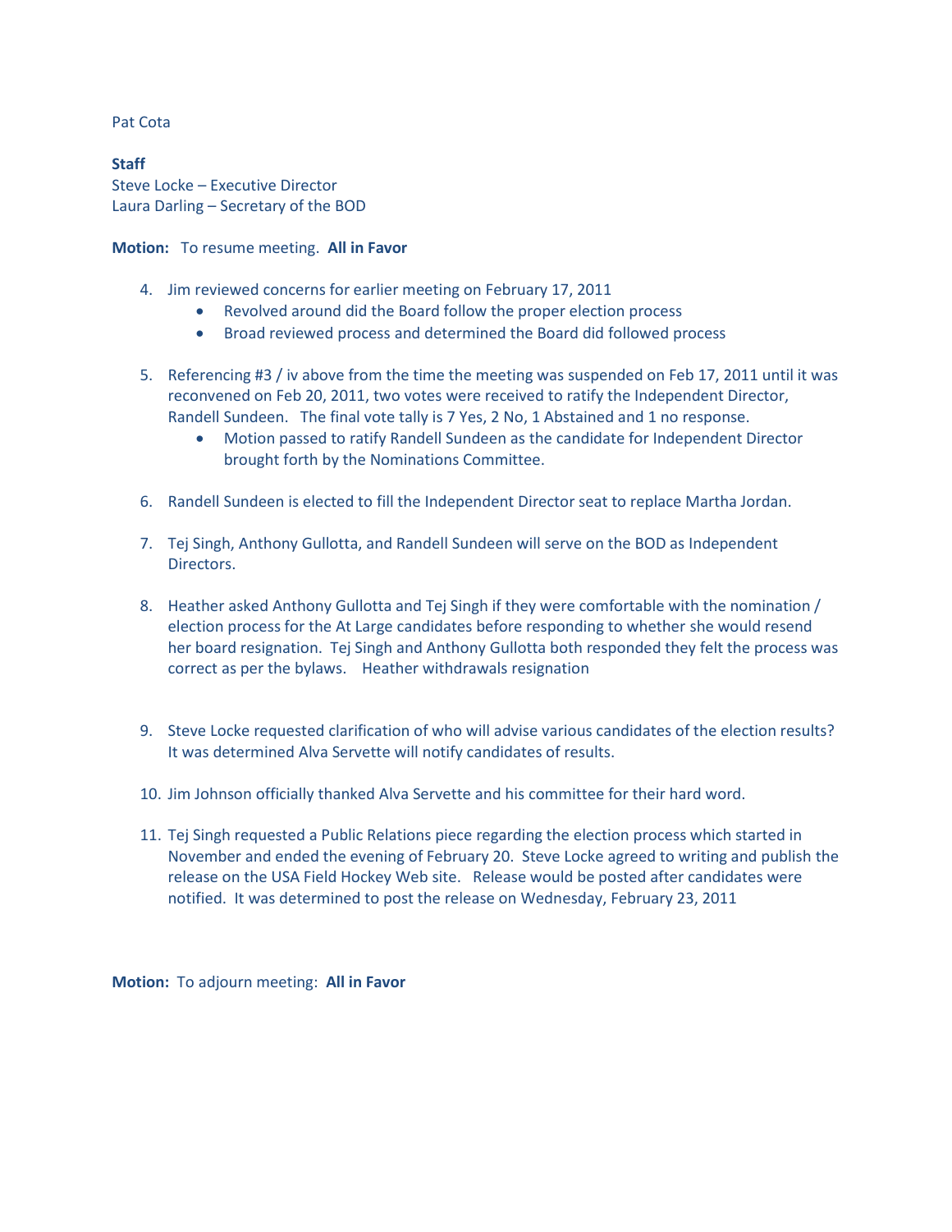Pat Cota

**Staff**
Steve Locke – Executive Director
Laura Darling – Secretary of the BOD

**Motion:** To resume meeting. **All in Favor**

4. Jim reviewed concerns for earlier meeting on February 17, 2011
   - Revolved around did the Board follow the proper election process
   - Broad reviewed process and determined the Board did followed process

5. Referencing #3 / iv above from the time the meeting was suspended on Feb 17, 2011 until it was reconvened on Feb 20, 2011, two votes were received to ratify the Independent Director, Randell Sundeen. The final vote tally is 7 Yes, 2 No, 1 Abstained and 1 no response.
   - Motion passed to ratify Randell Sundeen as the candidate for Independent Director brought forth by the Nominations Committee.

6. Randell Sundeen is elected to fill the Independent Director seat to replace Martha Jordan.

7. Tej Singh, Anthony Gullotta, and Randell Sundeen will serve on the BOD as Independent Directors.

8. Heather asked Anthony Gullotta and Tej Singh if they were comfortable with the nomination / election process for the At Large candidates before responding to whether she would resend her board resignation. Tej Singh and Anthony Gullotta both responded they felt the process was correct as per the bylaws. Heather withdrawals resignation

9. Steve Locke requested clarification of who will advise various candidates of the election results? It was determined Alva Servette will notify candidates of results.

10. Jim Johnson officially thanked Alva Servette and his committee for their hard word.

11. Tej Singh requested a Public Relations piece regarding the election process which started in November and ended the evening of February 20. Steve Locke agreed to writing and publish the release on the USA Field Hockey Web site. Release would be posted after candidates were notified. It was determined to post the release on Wednesday, February 23, 2011

**Motion:** To adjourn meeting: **All in Favor**